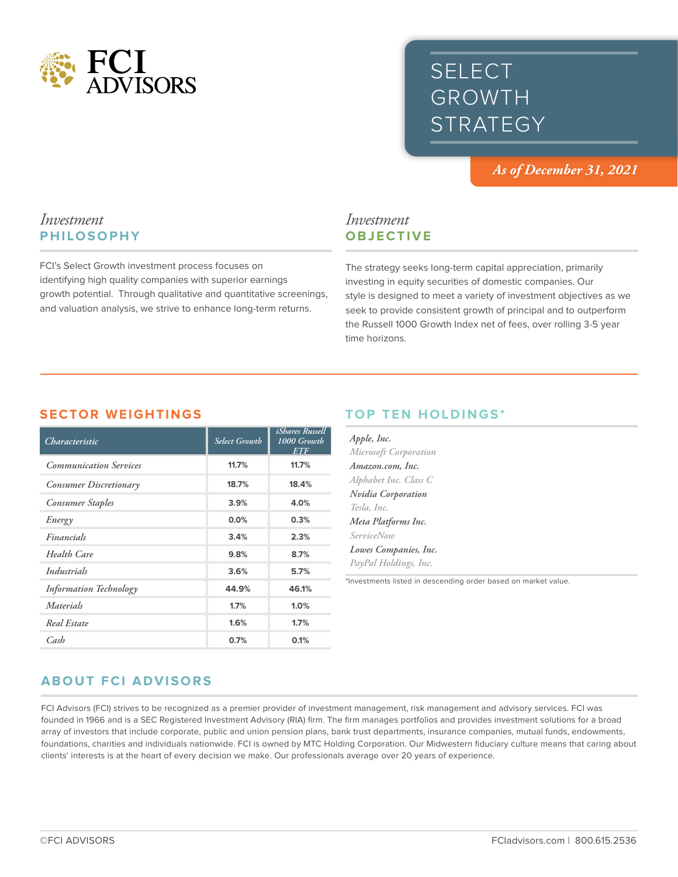# FCI ADVISORS

# SELECT GROWTH STRATEGY

*As of December 31, 2021*

## *Investment* PHILOSOPHY

FCI's Select Growth investment process focuses on identifying high quality companies with superior earnings growth potential. Through qualitative and quantitative screenings, and valuation analysis, we strive to enhance long-term returns.

## *Investment* OBJECTIVE

The strategy seeks long-term capital appreciation, primarily investing in equity securities of domestic companies. Our style is designed to meet a variety of investment objectives as we seek to provide consistent growth of principal and to outperform the Russell 1000 Growth Index net of fees, over rolling 3-5 year time horizons.

## SECTOR WEIGHTINGS

| *Characteristic* | *Select Growth* | *iShares Russell 1000 Growth ETF* |
|---|---|---|
| *Communication Services* | 11.7% | 11.7% |
| *Consumer Discretionary* | 18.7% | 18.4% |
| *Consumer Staples* | 3.9% | 4.0% |
| *Energy* | 0.0% | 0.3% |
| *Financials* | 3.4% | 2.3% |
| *Health Care* | 9.8% | 8.7% |
| *Industrials* | 3.6% | 5.7% |
| *Information Technology* | 44.9% | 46.1% |
| *Materials* | 1.7% | 1.0% |
| *Real Estate* | 1.6% | 1.7% |
| *Cash* | 0.7% | 0.1% |

## TOP TEN HOLDINGS*

*Apple, Inc.*
*Microsoft Corporation*
*Amazon.com, Inc.*
*Alphabet Inc. Class C*
*Nvidia Corporation*
*Tesla, Inc.*
*Meta Platforms Inc.*
*ServiceNow*
*Lowes Companies, Inc.*
*PayPal Holdings, Inc.*

*Investments listed in descending order based on market value.

## ABOUT FCI ADVISORS

FCI Advisors (FCI) strives to be recognized as a premier provider of investment management, risk management and advisory services. FCI was founded in 1966 and is a SEC Registered Investment Advisory (RIA) firm. The firm manages portfolios and provides investment solutions for a broad array of investors that include corporate, public and union pension plans, bank trust departments, insurance companies, mutual funds, endowments, foundations, charities and individuals nationwide. FCI is owned by MTC Holding Corporation. Our Midwestern fiduciary culture means that caring about clients' interests is at the heart of every decision we make. Our professionals average over 20 years of experience.

©FCI ADVISORS

FCIadvisors.com | 800.615.2536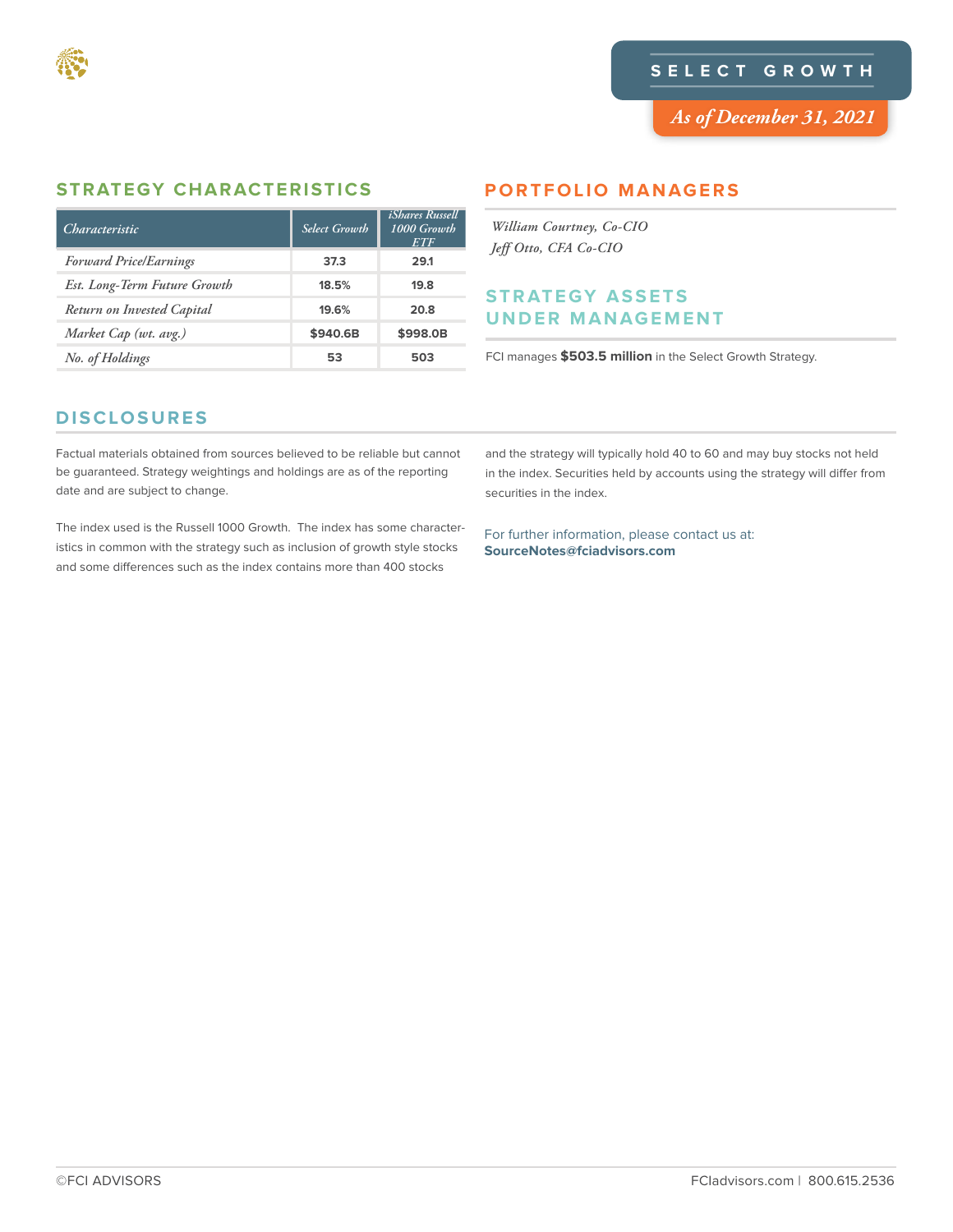SELECT GROWTH

*As of December 31, 2021*

## STRATEGY CHARACTERISTICS

| *Characteristic* | *Select Growth* | *iShares Russell 1000 Growth ETF* |
|---|---|---|
| *Forward Price/Earnings* | 37.3 | 29.1 |
| *Est. Long-Term Future Growth* | 18.5% | 19.8 |
| *Return on Invested Capital* | 19.6% | 20.8 |
| *Market Cap (wt. avg.)* | $940.6B | $998.0B |
| *No. of Holdings* | 53 | 503 |

## PORTFOLIO MANAGERS

*William Courtney, Co-CIO*
*Jeff Otto, CFA Co-CIO*

## STRATEGY ASSETS UNDER MANAGEMENT

FCI manages **$503.5 million** in the Select Growth Strategy.

## DISCLOSURES

Factual materials obtained from sources believed to be reliable but cannot be guaranteed. Strategy weightings and holdings are as of the reporting date and are subject to change.

The index used is the Russell 1000 Growth. The index has some characteristics in common with the strategy such as inclusion of growth style stocks and some differences such as the index contains more than 400 stocks and the strategy will typically hold 40 to 60 and may buy stocks not held in the index. Securities held by accounts using the strategy will differ from securities in the index.

For further information, please contact us at:
**SourceNotes@fciadvisors.com**